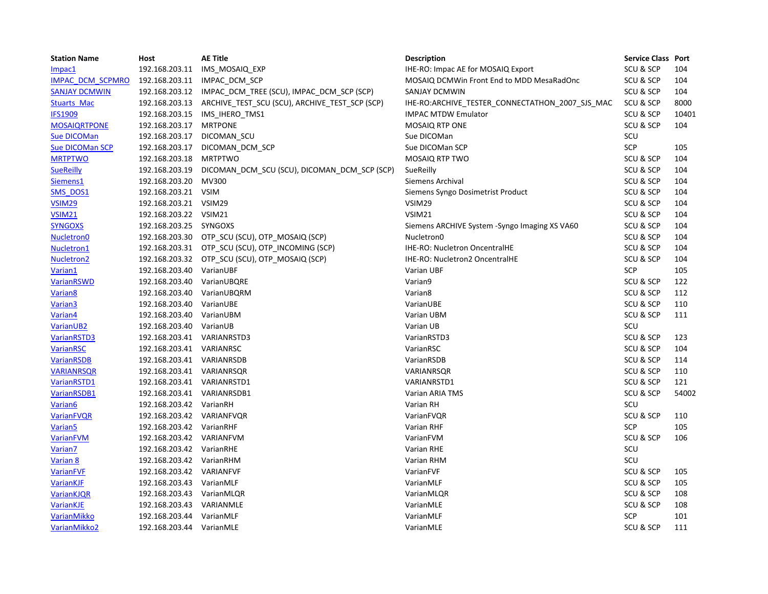| Station Name | Host | AE Title | Description | Service Class | Port |
|---|---|---|---|---|---|
| Impac1 | 192.168.203.11 | IMS_MOSAIQ_EXP | IHE-RO: Impac AE for MOSAIQ Export | SCU & SCP | 104 |
| IMPAC_DCM_SCPMRO | 192.168.203.11 | IMPAC_DCM_SCP | MOSAIQ DCMWin Front End to MDD MesaRadOnc | SCU & SCP | 104 |
| SANJAY DCMWIN | 192.168.203.12 | IMPAC_DCM_TREE (SCU), IMPAC_DCM_SCP (SCP) | SANJAY DCMWIN | SCU & SCP | 104 |
| Stuarts_Mac | 192.168.203.13 | ARCHIVE_TEST_SCU (SCU), ARCHIVE_TEST_SCP (SCP) | IHE-RO:ARCHIVE_TESTER_CONNECTATHON_2007_SJS_MAC | SCU & SCP | 8000 |
| IFS1909 | 192.168.203.15 | IMS_IHERO_TMS1 | IMPAC MTDW Emulator | SCU & SCP | 10401 |
| MOSAIQRTPONE | 192.168.203.17 | MRTPONE | MOSAIQ RTP ONE | SCU & SCP | 104 |
| Sue DICOMan | 192.168.203.17 | DICOMAN_SCU | Sue DICOMan | SCU | |
| Sue DICOMan SCP | 192.168.203.17 | DICOMAN_DCM_SCP | Sue DICOMan SCP | SCP | 105 |
| MRTPTWO | 192.168.203.18 | MRTPTWO | MOSAIQ RTP TWO | SCU & SCP | 104 |
| SueReilly | 192.168.203.19 | DICOMAN_DCM_SCU (SCU), DICOMAN_DCM_SCP (SCP) | SueReilly | SCU & SCP | 104 |
| Siemens1 | 192.168.203.20 | MV300 | Siemens Archival | SCU & SCP | 104 |
| SMS_DOS1 | 192.168.203.21 | VSIM | Siemens Syngo Dosimetrist Product | SCU & SCP | 104 |
| VSIM29 | 192.168.203.21 | VSIM29 | VSIM29 | SCU & SCP | 104 |
| VSIM21 | 192.168.203.22 | VSIM21 | VSIM21 | SCU & SCP | 104 |
| SYNGOXS | 192.168.203.25 | SYNGOXS | Siemens ARCHIVE System -Syngo Imaging XS VA60 | SCU & SCP | 104 |
| Nucletron0 | 192.168.203.30 | OTP_SCU (SCU), OTP_MOSAIQ (SCP) | Nucletron0 | SCU & SCP | 104 |
| Nucletron1 | 192.168.203.31 | OTP_SCU (SCU), OTP_INCOMING (SCP) | IHE-RO: Nucletron OncentralHE | SCU & SCP | 104 |
| Nucletron2 | 192.168.203.32 | OTP_SCU (SCU), OTP_MOSAIQ (SCP) | IHE-RO: Nucletron2 OncentralHE | SCU & SCP | 104 |
| Varian1 | 192.168.203.40 | VarianUBF | Varian UBF | SCP | 105 |
| VarianRSWD | 192.168.203.40 | VarianUBQRE | Varian9 | SCU & SCP | 122 |
| Varian8 | 192.168.203.40 | VarianUBQRM | Varian8 | SCU & SCP | 112 |
| Varian3 | 192.168.203.40 | VarianUBE | VarianUBE | SCU & SCP | 110 |
| Varian4 | 192.168.203.40 | VarianUBM | Varian UBM | SCU & SCP | 111 |
| VarianUB2 | 192.168.203.40 | VarianUB | Varian UB | SCU | |
| VarianRSTD3 | 192.168.203.41 | VARIANRSTD3 | VarianRSTD3 | SCU & SCP | 123 |
| VarianRSC | 192.168.203.41 | VARIANRSC | VarianRSC | SCU & SCP | 104 |
| VarianRSDB | 192.168.203.41 | VARIANRSDB | VarianRSDB | SCU & SCP | 114 |
| VARIANRSQR | 192.168.203.41 | VARIANRSQR | VARIANRSQR | SCU & SCP | 110 |
| VarianRSTD1 | 192.168.203.41 | VARIANRSTD1 | VARIANRSTD1 | SCU & SCP | 121 |
| VarianRSDB1 | 192.168.203.41 | VARIANRSDB1 | Varian ARIA TMS | SCU & SCP | 54002 |
| Varian6 | 192.168.203.42 | VarianRH | Varian RH | SCU | |
| VarianFVQR | 192.168.203.42 | VARIANFVQR | VarianFVQR | SCU & SCP | 110 |
| Varian5 | 192.168.203.42 | VarianRHF | Varian RHF | SCP | 105 |
| VarianFVM | 192.168.203.42 | VARIANFVM | VarianFVM | SCU & SCP | 106 |
| Varian7 | 192.168.203.42 | VarianRHE | Varian RHE | SCU | |
| Varian 8 | 192.168.203.42 | VarianRHM | Varian RHM | SCU | |
| VarianFVF | 192.168.203.42 | VARIANFVF | VarianFVF | SCU & SCP | 105 |
| VarianKJF | 192.168.203.43 | VarianMLF | VarianMLF | SCU & SCP | 105 |
| VarianKJQR | 192.168.203.43 | VarianMLQR | VarianMLQR | SCU & SCP | 108 |
| VarianKJE | 192.168.203.43 | VARIANMLE | VarianMLE | SCU & SCP | 108 |
| VarianMikko | 192.168.203.44 | VarianMLF | VarianMLF | SCP | 101 |
| VarianMikko2 | 192.168.203.44 | VarianMLE | VarianMLE | SCU & SCP | 111 |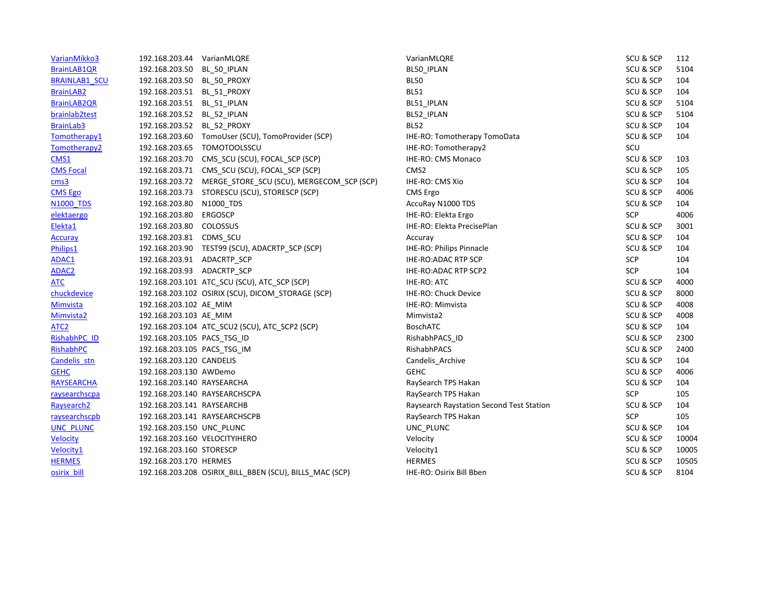| | | | | | |
|---|---|---|---|---|---|
| VarianMikko3 | 192.168.203.44 | VarianMLQRE | VarianMLQRE | SCU & SCP | 112 |
| BrainLAB1QR | 192.168.203.50 | BL_50_IPLAN | BL50_IPLAN | SCU & SCP | 5104 |
| BRAINLAB1_SCU | 192.168.203.50 | BL_50_PROXY | BL50 | SCU & SCP | 104 |
| BrainLAB2 | 192.168.203.51 | BL_51_PROXY | BL51 | SCU & SCP | 104 |
| BrainLAB2QR | 192.168.203.51 | BL_51_IPLAN | BL51_IPLAN | SCU & SCP | 5104 |
| brainlab2test | 192.168.203.52 | BL_52_IPLAN | BL52_IPLAN | SCU & SCP | 5104 |
| BrainLab3 | 192.168.203.52 | BL_52_PROXY | BL52 | SCU & SCP | 104 |
| Tomotherapy1 | 192.168.203.60 | TomoUser (SCU), TomoProvider (SCP) | IHE-RO: Tomotherapy TomoData | SCU & SCP | 104 |
| Tomotherapy2 | 192.168.203.65 | TOMOTOOLSSCU | IHE-RO: Tomotherapy2 | SCU | |
| CMS1 | 192.168.203.70 | CMS_SCU (SCU), FOCAL_SCP (SCP) | IHE-RO: CMS Monaco | SCU & SCP | 103 |
| CMS Focal | 192.168.203.71 | CMS_SCU (SCU), FOCAL_SCP (SCP) | CMS2 | SCU & SCP | 105 |
| cms3 | 192.168.203.72 | MERGE_STORE_SCU (SCU), MERGECOM_SCP (SCP) | IHE-RO: CMS Xio | SCU & SCP | 104 |
| CMS Ego | 192.168.203.73 | STORESCU (SCU), STORESCP (SCP) | CMS Ergo | SCU & SCP | 4006 |
| N1000_TDS | 192.168.203.80 | N1000_TDS | AccuRay N1000 TDS | SCU & SCP | 104 |
| elektaergo | 192.168.203.80 | ERGOSCP | IHE-RO: Elekta Ergo | SCP | 4006 |
| Elekta1 | 192.168.203.80 | COLOSSUS | IHE-RO: Elekta PrecisePlan | SCU & SCP | 3001 |
| Accuray | 192.168.203.81 | CDMS_SCU | Accuray | SCU & SCP | 104 |
| Philips1 | 192.168.203.90 | TEST99 (SCU), ADACRTP_SCP (SCP) | IHE-RO: Philips Pinnacle | SCU & SCP | 104 |
| ADAC1 | 192.168.203.91 | ADACRTP_SCP | IHE-RO:ADAC RTP SCP | SCP | 104 |
| ADAC2 | 192.168.203.93 | ADACRTP_SCP | IHE-RO:ADAC RTP SCP2 | SCP | 104 |
| ATC | 192.168.203.101 | ATC_SCU (SCU), ATC_SCP (SCP) | IHE-RO: ATC | SCU & SCP | 4000 |
| chuckdevice | 192.168.203.102 | OSIRIX (SCU), DICOM_STORAGE (SCP) | IHE-RO: Chuck Device | SCU & SCP | 8000 |
| Mimvista | 192.168.203.102 | AE_MIM | IHE-RO: Mimvista | SCU & SCP | 4008 |
| Mimvista2 | 192.168.203.103 | AE_MIM | Mimvista2 | SCU & SCP | 4008 |
| ATC2 | 192.168.203.104 | ATC_SCU2 (SCU), ATC_SCP2 (SCP) | BoschATC | SCU & SCP | 104 |
| RishabhPC_ID | 192.168.203.105 | PACS_TSG_ID | RishabhPACS_ID | SCU & SCP | 2300 |
| RishabhPC | 192.168.203.105 | PACS_TSG_IM | RishabhPACS | SCU & SCP | 2400 |
| Candelis_stn | 192.168.203.120 | CANDELIS | Candelis_Archive | SCU & SCP | 104 |
| GEHC | 192.168.203.130 | AWDemo | GEHC | SCU & SCP | 4006 |
| RAYSEARCHA | 192.168.203.140 | RAYSEARCHA | RaySearch TPS Hakan | SCU & SCP | 104 |
| raysearchscpa | 192.168.203.140 | RAYSEARCHSCPA | RaySearch TPS Hakan | SCP | 105 |
| Raysearch2 | 192.168.203.141 | RAYSEARCHB | Raysearch Raystation Second Test Station | SCU & SCP | 104 |
| raysearchscpb | 192.168.203.141 | RAYSEARCHSCPB | RaySearch TPS Hakan | SCP | 105 |
| UNC_PLUNC | 192.168.203.150 | UNC_PLUNC | UNC_PLUNC | SCU & SCP | 104 |
| Velocity | 192.168.203.160 | VELOCITYIHERO | Velocity | SCU & SCP | 10004 |
| Velocity1 | 192.168.203.160 | STORESCP | Velocity1 | SCU & SCP | 10005 |
| HERMES | 192.168.203.170 | HERMES | HERMES | SCU & SCP | 10505 |
| osirix_bill | 192.168.203.208 | OSIRIX_BILL_BBEN (SCU), BILLS_MAC (SCP) | IHE-RO: Osirix Bill Bben | SCU & SCP | 8104 |